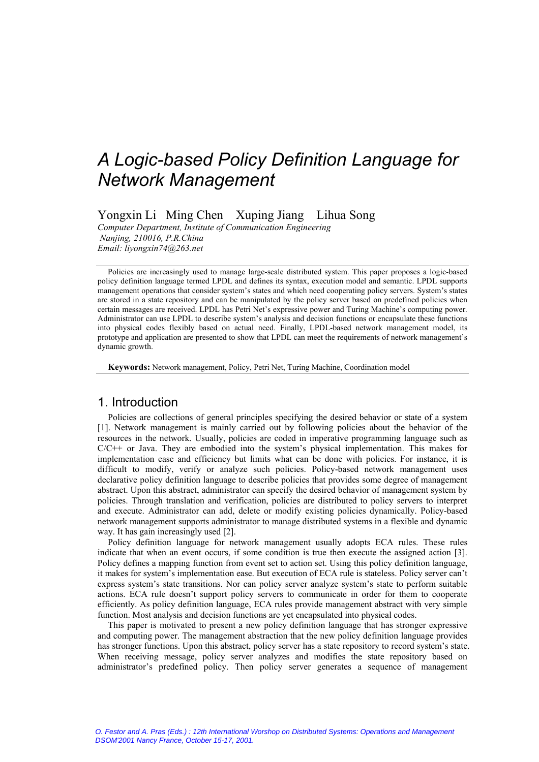# A Logic-based Policy Definition Language for Network Management

Yongxin Li Ming Chen Xuping Jiang Lihua Song

*Computer Department, Institute of Communication Engineering*
*Nanjing, 210016, P.R.China*
*Email: liyongxin74@263.net*

Policies are increasingly used to manage large-scale distributed system. This paper proposes a logic-based policy definition language termed LPDL and defines its syntax, execution model and semantic. LPDL supports management operations that consider system's states and which need cooperating policy servers. System's states are stored in a state repository and can be manipulated by the policy server based on predefined policies when certain messages are received. LPDL has Petri Net's expressive power and Turing Machine's computing power. Administrator can use LPDL to describe system's analysis and decision functions or encapsulate these functions into physical codes flexibly based on actual need. Finally, LPDL-based network management model, its prototype and application are presented to show that LPDL can meet the requirements of network management's dynamic growth.

**Keywords:** Network management, Policy, Petri Net, Turing Machine, Coordination model

## 1. Introduction

Policies are collections of general principles specifying the desired behavior or state of a system [1]. Network management is mainly carried out by following policies about the behavior of the resources in the network. Usually, policies are coded in imperative programming language such as C/C++ or Java. They are embodied into the system's physical implementation. This makes for implementation ease and efficiency but limits what can be done with policies. For instance, it is difficult to modify, verify or analyze such policies. Policy-based network management uses declarative policy definition language to describe policies that provides some degree of management abstract. Upon this abstract, administrator can specify the desired behavior of management system by policies. Through translation and verification, policies are distributed to policy servers to interpret and execute. Administrator can add, delete or modify existing policies dynamically. Policy-based network management supports administrator to manage distributed systems in a flexible and dynamic way. It has gain increasingly used [2].

Policy definition language for network management usually adopts ECA rules. These rules indicate that when an event occurs, if some condition is true then execute the assigned action [3]. Policy defines a mapping function from event set to action set. Using this policy definition language, it makes for system's implementation ease. But execution of ECA rule is stateless. Policy server can't express system's state transitions. Nor can policy server analyze system's state to perform suitable actions. ECA rule doesn't support policy servers to communicate in order for them to cooperate efficiently. As policy definition language, ECA rules provide management abstract with very simple function. Most analysis and decision functions are yet encapsulated into physical codes.

This paper is motivated to present a new policy definition language that has stronger expressive and computing power. The management abstraction that the new policy definition language provides has stronger functions. Upon this abstract, policy server has a state repository to record system's state. When receiving message, policy server analyzes and modifies the state repository based on administrator's predefined policy. Then policy server generates a sequence of management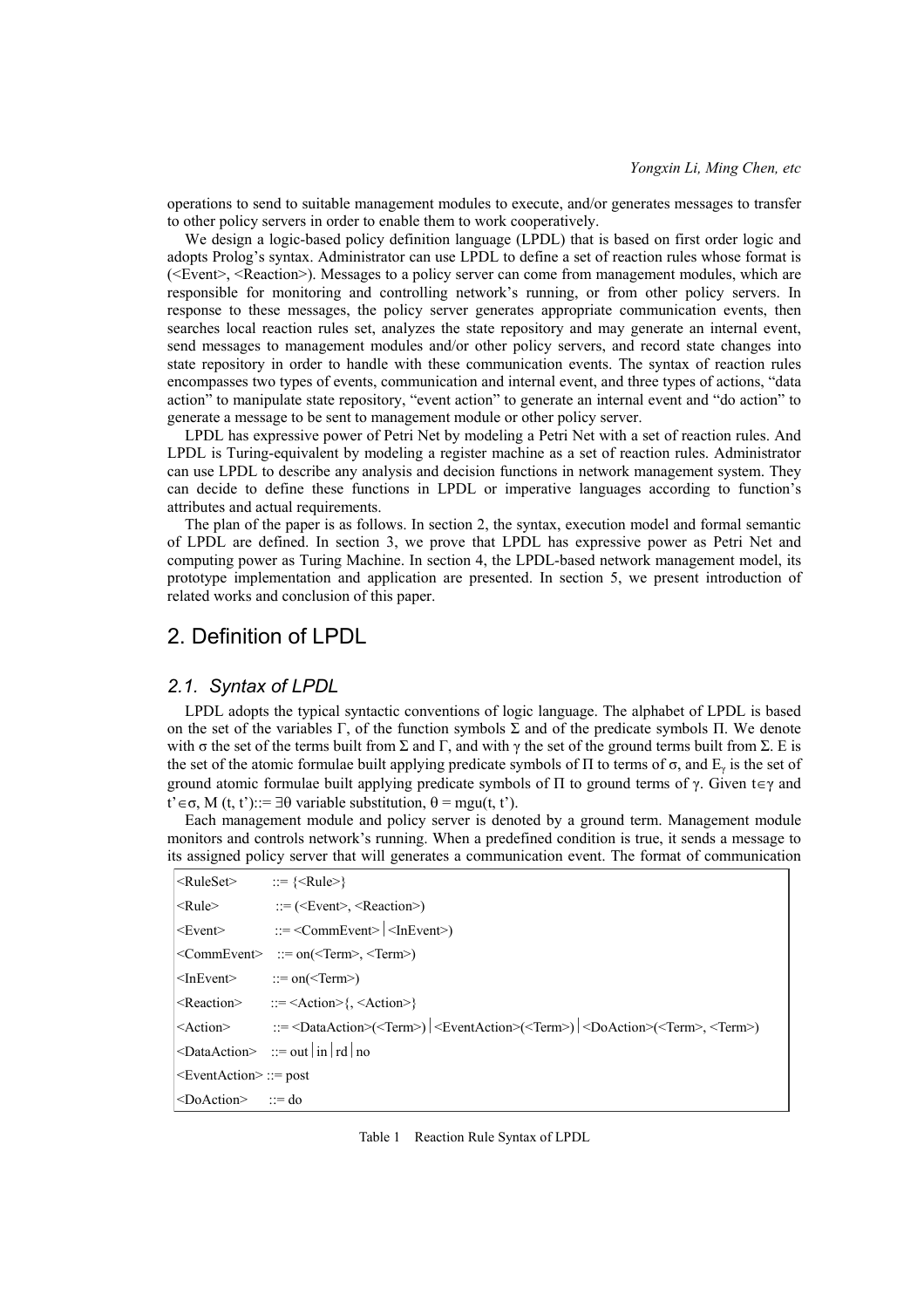operations to send to suitable management modules to execute, and/or generates messages to transfer to other policy servers in order to enable them to work cooperatively.

We design a logic-based policy definition language (LPDL) that is based on first order logic and adopts Prolog's syntax. Administrator can use LPDL to define a set of reaction rules whose format is (<Event>, <Reaction>). Messages to a policy server can come from management modules, which are responsible for monitoring and controlling network's running, or from other policy servers. In response to these messages, the policy server generates appropriate communication events, then searches local reaction rules set, analyzes the state repository and may generate an internal event, send messages to management modules and/or other policy servers, and record state changes into state repository in order to handle with these communication events. The syntax of reaction rules encompasses two types of events, communication and internal event, and three types of actions, "data action" to manipulate state repository, "event action" to generate an internal event and "do action" to generate a message to be sent to management module or other policy server.

LPDL has expressive power of Petri Net by modeling a Petri Net with a set of reaction rules. And LPDL is Turing-equivalent by modeling a register machine as a set of reaction rules. Administrator can use LPDL to describe any analysis and decision functions in network management system. They can decide to define these functions in LPDL or imperative languages according to function's attributes and actual requirements.

The plan of the paper is as follows. In section 2, the syntax, execution model and formal semantic of LPDL are defined. In section 3, we prove that LPDL has expressive power as Petri Net and computing power as Turing Machine. In section 4, the LPDL-based network management model, its prototype implementation and application are presented. In section 5, we present introduction of related works and conclusion of this paper.

## 2. Definition of LPDL

### 2.1. Syntax of LPDL

LPDL adopts the typical syntactic conventions of logic language. The alphabet of LPDL is based on the set of the variables $\Gamma$, of the function symbols $\Sigma$ and of the predicate symbols $\Pi$. We denote with $\sigma$ the set of the terms built from $\Sigma$ and $\Gamma$, and with $\gamma$ the set of the ground terms built from $\Sigma$. E is the set of the atomic formulae built applying predicate symbols of $\Pi$ to terms of $\sigma$, and $E_\gamma$ is the set of ground atomic formulae built applying predicate symbols of $\Pi$ to ground terms of $\gamma$. Given $t \in \gamma$ and $t' \in \sigma$, $M(t, t') ::= \exists\theta$ variable substitution, $\theta = mgu(t, t')$.

Each management module and policy server is denoted by a ground term. Management module monitors and controls network's running. When a predefined condition is true, it sends a message to its assigned policy server that will generates a communication event. The format of communication

```
<RuleSet>       ::= {<Rule>}
<Rule>          ::= (<Event>, <Reaction>)
<Event>         ::= <CommEvent> | <InEvent>)
<CommEvent>     ::= on(<Term>, <Term>)
<InEvent>       ::= on(<Term>)
<Reaction>      ::= <Action>{, <Action>}
<Action>        ::= <DataAction>(<Term>) | <EventAction>(<Term>) | <DoAction>(<Term>, <Term>)
<DataAction>    ::= out | in | rd | no
<EventAction>   ::= post
<DoAction>      ::= do
```

Table 1 Reaction Rule Syntax of LPDL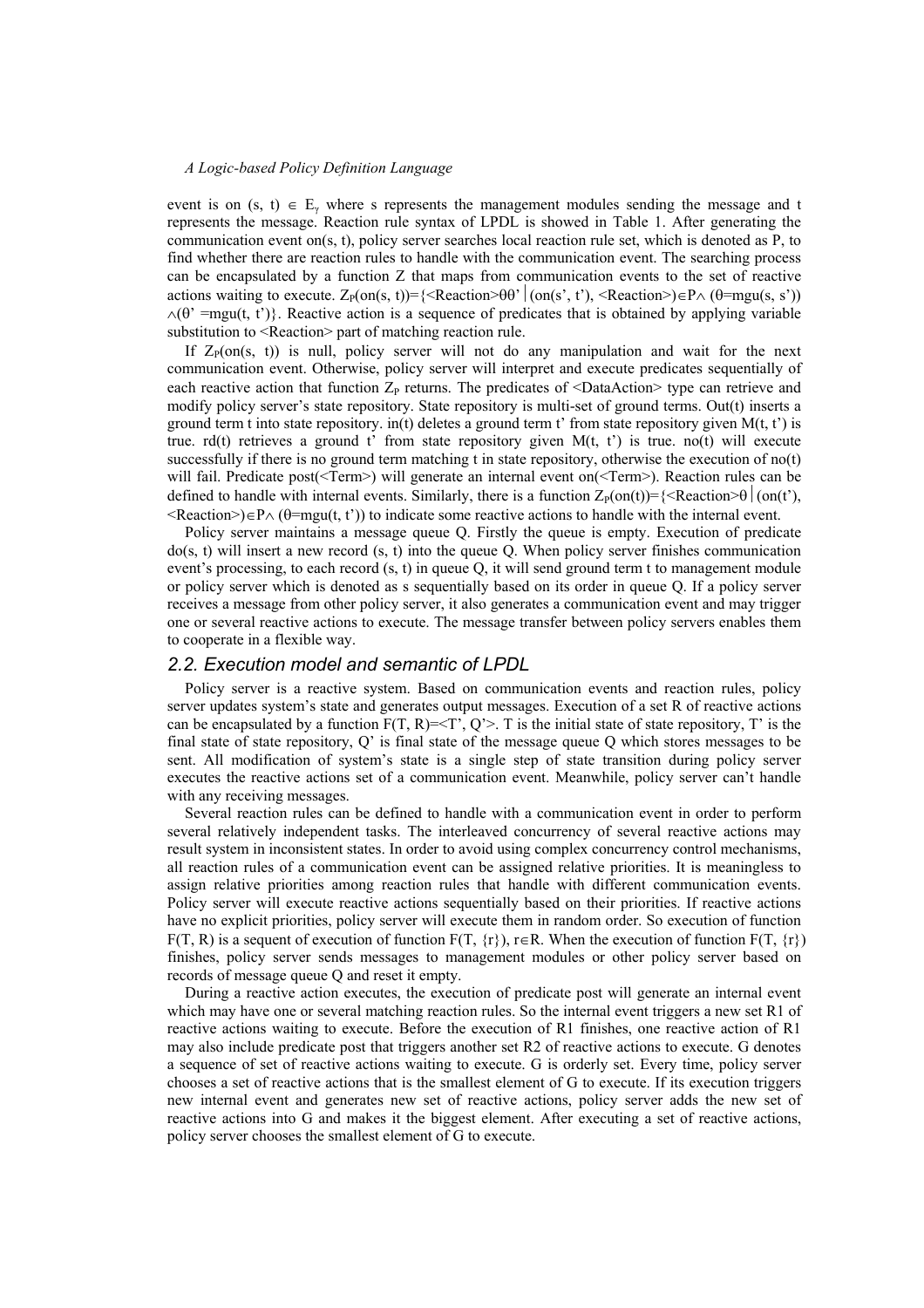event is on $(s, t) \in E_\gamma$ where s represents the management modules sending the message and t represents the message. Reaction rule syntax of LPDL is showed in Table 1. After generating the communication event on(s, t), policy server searches local reaction rule set, which is denoted as P, to find whether there are reaction rules to handle with the communication event. The searching process can be encapsulated by a function Z that maps from communication events to the set of reactive actions waiting to execute. $Z_P(on(s, t))=\{\langle Reaction\rangle\theta\theta' \mid (on(s', t'), \langle Reaction\rangle)\in P \wedge (\theta=mgu(s, s')) \wedge(\theta' =mgu(t, t'))\}$. Reactive action is a sequence of predicates that is obtained by applying variable substitution to <Reaction> part of matching reaction rule.

If $Z_P(on(s, t))$ is null, policy server will not do any manipulation and wait for the next communication event. Otherwise, policy server will interpret and execute predicates sequentially of each reactive action that function $Z_P$ returns. The predicates of <DataAction> type can retrieve and modify policy server's state repository. State repository is multi-set of ground terms. Out(t) inserts a ground term t into state repository. in(t) deletes a ground term t' from state repository given M(t, t') is true. rd(t) retrieves a ground t' from state repository given M(t, t') is true. no(t) will execute successfully if there is no ground term matching t in state repository, otherwise the execution of no(t) will fail. Predicate post(<Term>) will generate an internal event on(<Term>). Reaction rules can be defined to handle with internal events. Similarly, there is a function $Z_P(on(t))=\{\langle Reaction\rangle\theta \mid (on(t'), \langle Reaction\rangle)\in P\wedge (\theta=mgu(t, t'))\}$ to indicate some reactive actions to handle with the internal event.

Policy server maintains a message queue Q. Firstly the queue is empty. Execution of predicate do(s, t) will insert a new record (s, t) into the queue Q. When policy server finishes communication event's processing, to each record (s, t) in queue Q, it will send ground term t to management module or policy server which is denoted as s sequentially based on its order in queue Q. If a policy server receives a message from other policy server, it also generates a communication event and may trigger one or several reactive actions to execute. The message transfer between policy servers enables them to cooperate in a flexible way.

## 2.2. Execution model and semantic of LPDL

Policy server is a reactive system. Based on communication events and reaction rules, policy server updates system's state and generates output messages. Execution of a set R of reactive actions can be encapsulated by a function $F(T, R)=\langle T', Q'\rangle$. T is the initial state of state repository, T' is the final state of state repository, Q' is final state of the message queue Q which stores messages to be sent. All modification of system's state is a single step of state transition during policy server executes the reactive actions set of a communication event. Meanwhile, policy server can't handle with any receiving messages.

Several reaction rules can be defined to handle with a communication event in order to perform several relatively independent tasks. The interleaved concurrency of several reactive actions may result system in inconsistent states. In order to avoid using complex concurrency control mechanisms, all reaction rules of a communication event can be assigned relative priorities. It is meaningless to assign relative priorities among reaction rules that handle with different communication events. Policy server will execute reactive actions sequentially based on their priorities. If reactive actions have no explicit priorities, policy server will execute them in random order. So execution of function F(T, R) is a sequent of execution of function $F(T, \{r\})$, $r\in R$. When the execution of function $F(T, \{r\})$ finishes, policy server sends messages to management modules or other policy server based on records of message queue Q and reset it empty.

During a reactive action executes, the execution of predicate post will generate an internal event which may have one or several matching reaction rules. So the internal event triggers a new set R1 of reactive actions waiting to execute. Before the execution of R1 finishes, one reactive action of R1 may also include predicate post that triggers another set R2 of reactive actions to execute. G denotes a sequence of set of reactive actions waiting to execute. G is orderly set. Every time, policy server chooses a set of reactive actions that is the smallest element of G to execute. If its execution triggers new internal event and generates new set of reactive actions, policy server adds the new set of reactive actions into G and makes it the biggest element. After executing a set of reactive actions, policy server chooses the smallest element of G to execute.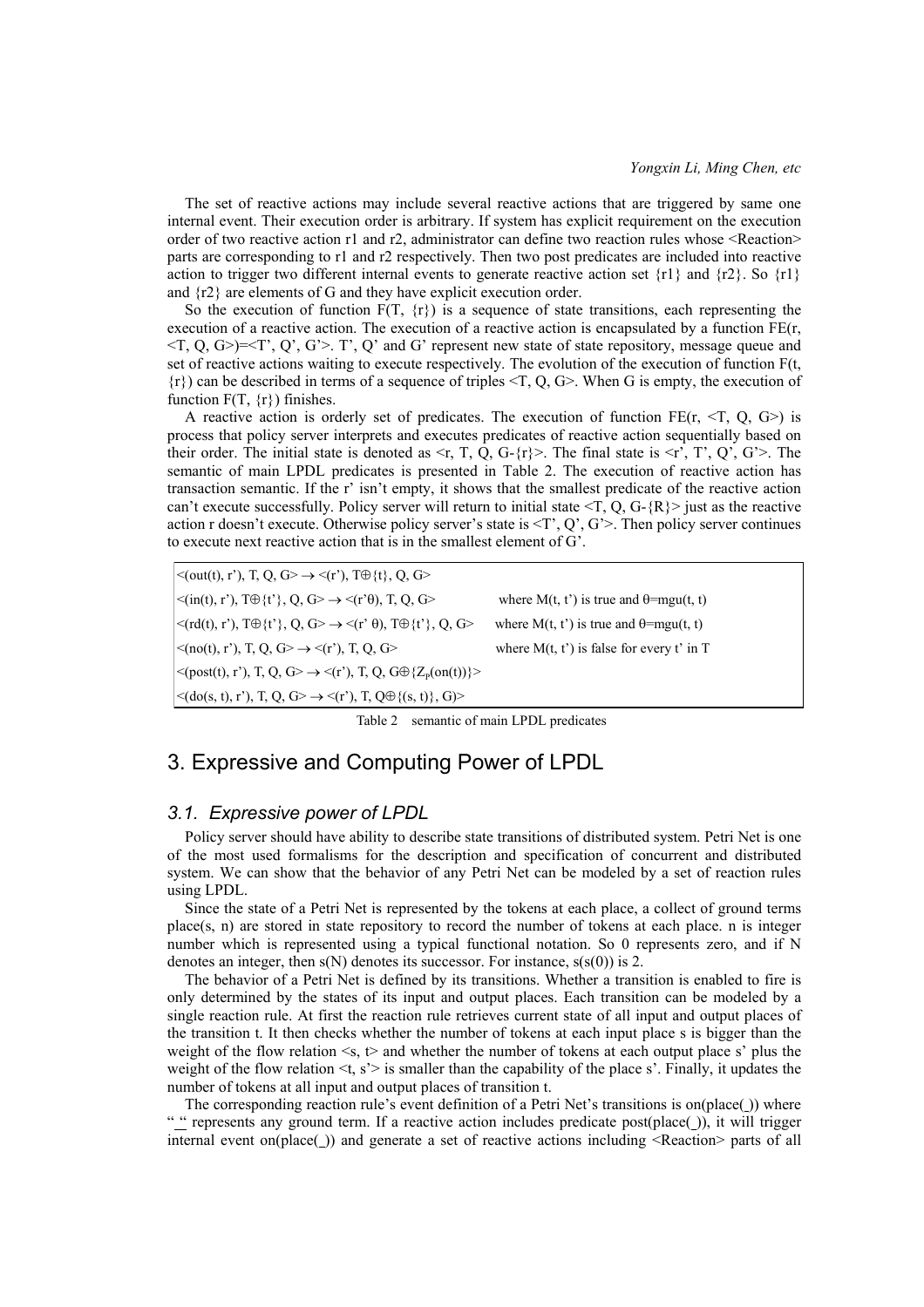The set of reactive actions may include several reactive actions that are triggered by same one internal event. Their execution order is arbitrary. If system has explicit requirement on the execution order of two reactive action r1 and r2, administrator can define two reaction rules whose <Reaction> parts are corresponding to r1 and r2 respectively. Then two post predicates are included into reactive action to trigger two different internal events to generate reactive action set {r1} and {r2}. So {r1} and {r2} are elements of G and they have explicit execution order.

So the execution of function F(T, {r}) is a sequence of state transitions, each representing the execution of a reactive action. The execution of a reactive action is encapsulated by a function FE(r, <T, Q, G>)=<T', Q', G'>. T', Q' and G' represent new state of state repository, message queue and set of reactive actions waiting to execute respectively. The evolution of the execution of function F(t, {r}) can be described in terms of a sequence of triples <T, Q, G>. When G is empty, the execution of function F(T, {r}) finishes.

A reactive action is orderly set of predicates. The execution of function FE(r, <T, Q, G>) is process that policy server interprets and executes predicates of reactive action sequentially based on their order. The initial state is denoted as <r, T, Q, G-{r}>. The final state is <r', T', Q', G'>. The semantic of main LPDL predicates is presented in Table 2. The execution of reactive action has transaction semantic. If the r' isn't empty, it shows that the smallest predicate of the reactive action can't execute successfully. Policy server will return to initial state <T, Q, G-{R}> just as the reactive action r doesn't execute. Otherwise policy server's state is <T', Q', G'>. Then policy server continues to execute next reactive action that is in the smallest element of G'.

| | |
|---|---|
| <(out(t), r'), T, Q, G> $\rightarrow$ <(r'), T$\oplus${t}, Q, G> | |
| <(in(t), r'), T$\oplus${t'}, Q, G> $\rightarrow$ <(r'$\theta$), T, Q, G> | where M(t, t') is true and $\theta$=mgu(t, t) |
| <(rd(t), r'), T$\oplus${t'}, Q, G> $\rightarrow$ <(r' $\theta$), T$\oplus${t'}, Q, G> | where M(t, t') is true and $\theta$=mgu(t, t) |
| <(no(t), r'), T, Q, G> $\rightarrow$ <(r'), T, Q, G> | where M(t, t') is false for every t' in T |
| <(post(t), r'), T, Q, G> $\rightarrow$ <(r'), T, Q, G$\oplus${$Z_p$(on(t))}> | |
| <(do(s, t), r'), T, Q, G> $\rightarrow$ <(r'), T, Q$\oplus${(s, t)}, G)> | |

Table 2 semantic of main LPDL predicates

## 3. Expressive and Computing Power of LPDL

### 3.1. Expressive power of LPDL

Policy server should have ability to describe state transitions of distributed system. Petri Net is one of the most used formalisms for the description and specification of concurrent and distributed system. We can show that the behavior of any Petri Net can be modeled by a set of reaction rules using LPDL.

Since the state of a Petri Net is represented by the tokens at each place, a collect of ground terms place(s, n) are stored in state repository to record the number of tokens at each place. n is integer number which is represented using a typical functional notation. So 0 represents zero, and if N denotes an integer, then s(N) denotes its successor. For instance, s(s(0)) is 2.

The behavior of a Petri Net is defined by its transitions. Whether a transition is enabled to fire is only determined by the states of its input and output places. Each transition can be modeled by a single reaction rule. At first the reaction rule retrieves current state of all input and output places of the transition t. It then checks whether the number of tokens at each input place s is bigger than the weight of the flow relation <s, t> and whether the number of tokens at each output place s' plus the weight of the flow relation <t, s'> is smaller than the capability of the place s'. Finally, it updates the number of tokens at all input and output places of transition t.

The corresponding reaction rule's event definition of a Petri Net's transitions is on(place(_)) where "_" represents any ground term. If a reactive action includes predicate post(place(_)), it will trigger internal event on(place(_)) and generate a set of reactive actions including <Reaction> parts of all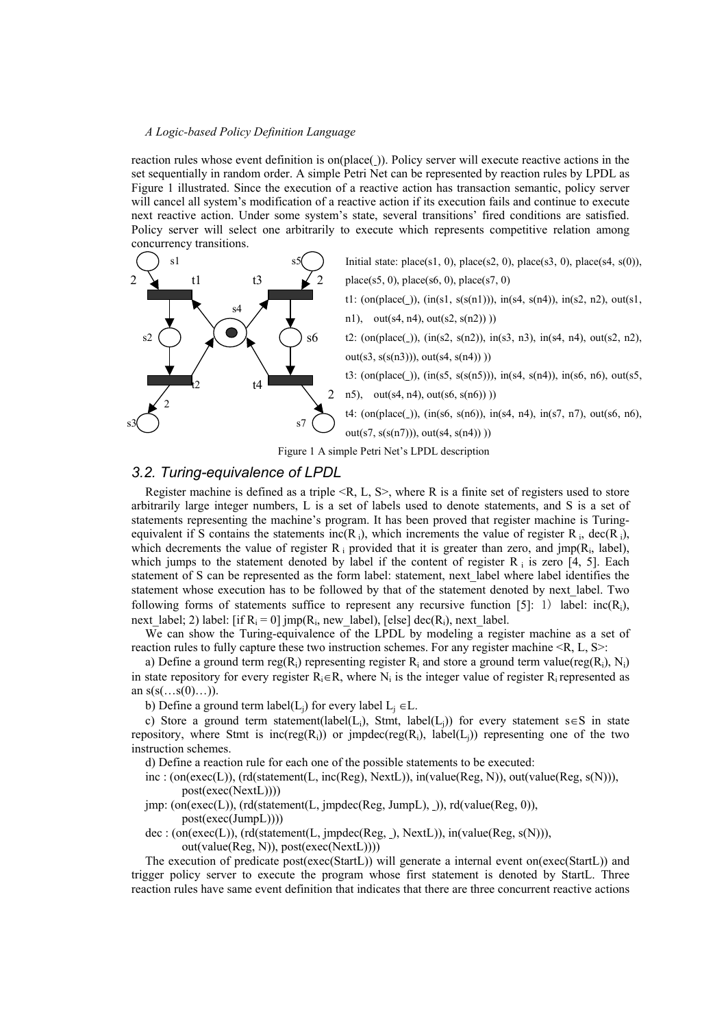reaction rules whose event definition is on(place(_)). Policy server will execute reactive actions in the set sequentially in random order. A simple Petri Net can be represented by reaction rules by LPDL as Figure 1 illustrated. Since the execution of a reactive action has transaction semantic, policy server will cancel all system's modification of a reactive action if its execution fails and continue to execute next reactive action. Under some system's state, several transitions' fired conditions are satisfied. Policy server will select one arbitrarily to execute which represents competitive relation among concurrency transitions.

Initial state: place(s1, 0), place(s2, 0), place(s3, 0), place(s4, s(0)), place(s5, 0), place(s6, 0), place(s7, 0)

t1: (on(place(_)), (in(s1, s(s(n1))), in(s4, s(n4)), in(s2, n2), out(s1, n1), out(s4, n4), out(s2, s(n2)) ))

t2: (on(place(_)), (in(s2, s(n2)), in(s3, n3), in(s4, n4), out(s2, n2), out(s3, s(s(n3))), out(s4, s(n4)) ))

t3: (on(place(_)), (in(s5, s(s(n5))), in(s4, s(n4)), in(s6, n6), out(s5, n5), out(s4, n4), out(s6, s(n6)) ))

t4: (on(place(_)), (in(s6, s(n6)), in(s4, n4), in(s7, n7), out(s6, n6), out(s7, s(s(n7))), out(s4, s(n4)) ))

Figure 1 A simple Petri Net's LPDL description

## 3.2. Turing-equivalence of LPDL

Register machine is defined as a triple <R, L, S>, where R is a finite set of registers used to store arbitrarily large integer numbers, L is a set of labels used to denote statements, and S is a set of statements representing the machine's program. It has been proved that register machine is Turing-equivalent if S contains the statements inc($R_i$), which increments the value of register $R_i$, dec($R_i$), which decrements the value of register $R_i$ provided that it is greater than zero, and jmp($R_i$, label), which jumps to the statement denoted by label if the content of register $R_i$ is zero [4, 5]. Each statement of S can be represented as the form label: statement, next_label where label identifies the statement whose execution has to be followed by that of the statement denoted by next_label. Two following forms of statements suffice to represent any recursive function [5]: 1) label: inc($R_i$), next_label; 2) label: [if $R_i = 0$] jmp($R_i$, new_label), [else] dec($R_i$), next_label.

We can show the Turing-equivalence of the LPDL by modeling a register machine as a set of reaction rules to fully capture these two instruction schemes. For any register machine <R, L, S>:

a) Define a ground term reg($R_i$) representing register $R_i$ and store a ground term value(reg($R_i$), $N_i$) in state repository for every register $R_i \in R$, where $N_i$ is the integer value of register $R_i$ represented as an s(s(…s(0)…)).

b) Define a ground term label($L_j$) for every label $L_j \in L$.

c) Store a ground term statement(label($L_i$), Stmt, label($L_j$)) for every statement $s \in S$ in state repository, where Stmt is inc(reg($R_i$)) or jmpdec(reg($R_i$), label($L_j$)) representing one of the two instruction schemes.

d) Define a reaction rule for each one of the possible statements to be executed:

```
inc : (on(exec(L)), (rd(statement(L, inc(Reg), NextL)), in(value(Reg, N)), out(value(Reg, s(N))),
        post(exec(NextL))))
jmp: (on(exec(L)), (rd(statement(L, jmpdec(Reg, JumpL), _)), rd(value(Reg, 0)),
        post(exec(JumpL))))
dec : (on(exec(L)), (rd(statement(L, jmpdec(Reg, _), NextL)), in(value(Reg, s(N))),
        out(value(Reg, N)), post(exec(NextL))))
```

The execution of predicate post(exec(StartL)) will generate a internal event on(exec(StartL)) and trigger policy server to execute the program whose first statement is denoted by StartL. Three reaction rules have same event definition that indicates that there are three concurrent reactive actions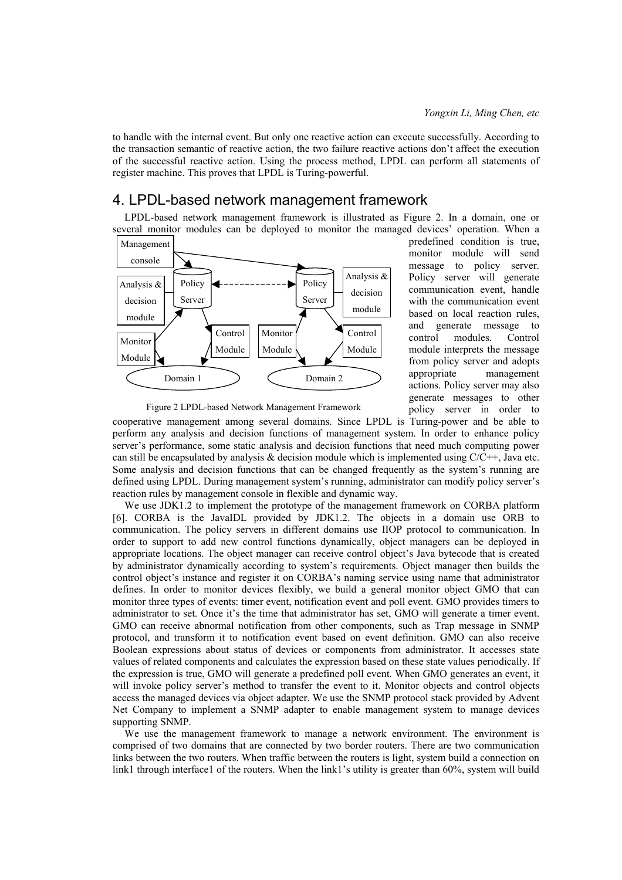to handle with the internal event. But only one reactive action can execute successfully. According to the transaction semantic of reactive action, the two failure reactive actions don't affect the execution of the successful reactive action. Using the process method, LPDL can perform all statements of register machine. This proves that LPDL is Turing-powerful.

# 4. LPDL-based network management framework

LPDL-based network management framework is illustrated as Figure 2. In a domain, one or several monitor modules can be deployed to monitor the managed devices' operation. When a predefined condition is true, monitor module will send message to policy server. Policy server will generate communication event, handle with the communication event based on local reaction rules, and generate message to control modules. Control module interprets the message from policy server and adopts appropriate management actions. Policy server may also generate messages to other policy server in order to cooperative management among several domains. Since LPDL is Turing-power and be able to perform any analysis and decision functions of management system. In order to enhance policy server's performance, some static analysis and decision functions that need much computing power can still be encapsulated by analysis & decision module which is implemented using C/C++, Java etc. Some analysis and decision functions that can be changed frequently as the system's running are defined using LPDL. During management system's running, administrator can modify policy server's reaction rules by management console in flexible and dynamic way.

Figure 2 LPDL-based Network Management Framework

We use JDK1.2 to implement the prototype of the management framework on CORBA platform [6]. CORBA is the JavaIDL provided by JDK1.2. The objects in a domain use ORB to communication. The policy servers in different domains use IIOP protocol to communication. In order to support to add new control functions dynamically, object managers can be deployed in appropriate locations. The object manager can receive control object's Java bytecode that is created by administrator dynamically according to system's requirements. Object manager then builds the control object's instance and register it on CORBA's naming service using name that administrator defines. In order to monitor devices flexibly, we build a general monitor object GMO that can monitor three types of events: timer event, notification event and poll event. GMO provides timers to administrator to set. Once it's the time that administrator has set, GMO will generate a timer event. GMO can receive abnormal notification from other components, such as Trap message in SNMP protocol, and transform it to notification event based on event definition. GMO can also receive Boolean expressions about status of devices or components from administrator. It accesses state values of related components and calculates the expression based on these state values periodically. If the expression is true, GMO will generate a predefined poll event. When GMO generates an event, it will invoke policy server's method to transfer the event to it. Monitor objects and control objects access the managed devices via object adapter. We use the SNMP protocol stack provided by Advent Net Company to implement a SNMP adapter to enable management system to manage devices supporting SNMP.

We use the management framework to manage a network environment. The environment is comprised of two domains that are connected by two border routers. There are two communication links between the two routers. When traffic between the routers is light, system build a connection on link1 through interface1 of the routers. When the link1's utility is greater than 60%, system will build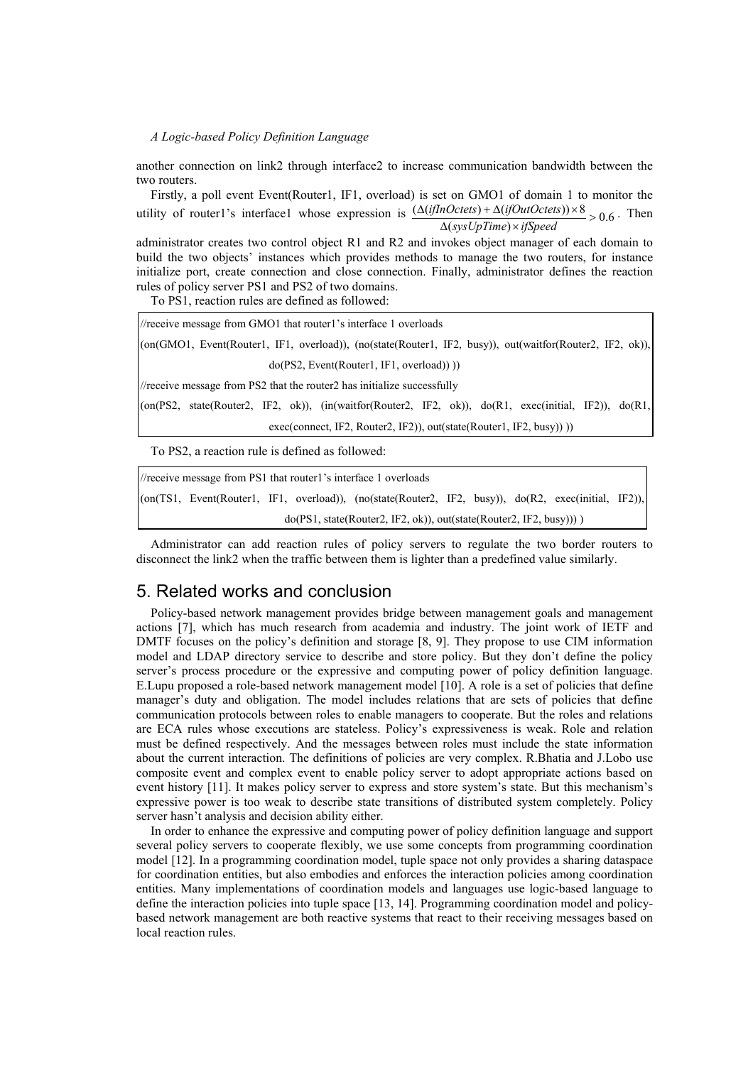another connection on link2 through interface2 to increase communication bandwidth between the two routers.

Firstly, a poll event Event(Router1, IF1, overload) is set on GMO1 of domain 1 to monitor the utility of router1's interface1 whose expression is $\frac{(\Delta(ifInOctets)+\Delta(ifOutOctets))\times 8}{\Delta(sysUpTime)\times ifSpeed} > 0.6$. Then administrator creates two control object R1 and R2 and invokes object manager of each domain to build the two objects' instances which provides methods to manage the two routers, for instance initialize port, create connection and close connection. Finally, administrator defines the reaction rules of policy server PS1 and PS2 of two domains.

To PS1, reaction rules are defined as followed:

```
//receive message from GMO1 that router1's interface 1 overloads
(on(GMO1, Event(Router1, IF1, overload)), (no(state(Router1, IF2, busy)), out(waitfor(Router2, IF2, ok)),
        do(PS2, Event(Router1, IF1, overload)) ))
//receive message from PS2 that the router2 has initialize successfully
(on(PS2, state(Router2, IF2, ok)), (in(waitfor(Router2, IF2, ok)), do(R1, exec(initial, IF2)), do(R1,
        exec(connect, IF2, Router2, IF2)), out(state(Router1, IF2, busy)) ))
```

To PS2, a reaction rule is defined as followed:

```
//receive message from PS1 that router1's interface 1 overloads
(on(TS1, Event(Router1, IF1, overload)), (no(state(Router2, IF2, busy)), do(R2, exec(initial, IF2)),
        do(PS1, state(Router2, IF2, ok)), out(state(Router2, IF2, busy))) )
```

Administrator can add reaction rules of policy servers to regulate the two border routers to disconnect the link2 when the traffic between them is lighter than a predefined value similarly.

## 5. Related works and conclusion

Policy-based network management provides bridge between management goals and management actions [7], which has much research from academia and industry. The joint work of IETF and DMTF focuses on the policy's definition and storage [8, 9]. They propose to use CIM information model and LDAP directory service to describe and store policy. But they don't define the policy server's process procedure or the expressive and computing power of policy definition language. E.Lupu proposed a role-based network management model [10]. A role is a set of policies that define manager's duty and obligation. The model includes relations that are sets of policies that define communication protocols between roles to enable managers to cooperate. But the roles and relations are ECA rules whose executions are stateless. Policy's expressiveness is weak. Role and relation must be defined respectively. And the messages between roles must include the state information about the current interaction. The definitions of policies are very complex. R.Bhatia and J.Lobo use composite event and complex event to enable policy server to adopt appropriate actions based on event history [11]. It makes policy server to express and store system's state. But this mechanism's expressive power is too weak to describe state transitions of distributed system completely. Policy server hasn't analysis and decision ability either.

In order to enhance the expressive and computing power of policy definition language and support several policy servers to cooperate flexibly, we use some concepts from programming coordination model [12]. In a programming coordination model, tuple space not only provides a sharing dataspace for coordination entities, but also embodies and enforces the interaction policies among coordination entities. Many implementations of coordination models and languages use logic-based language to define the interaction policies into tuple space [13, 14]. Programming coordination model and policy-based network management are both reactive systems that react to their receiving messages based on local reaction rules.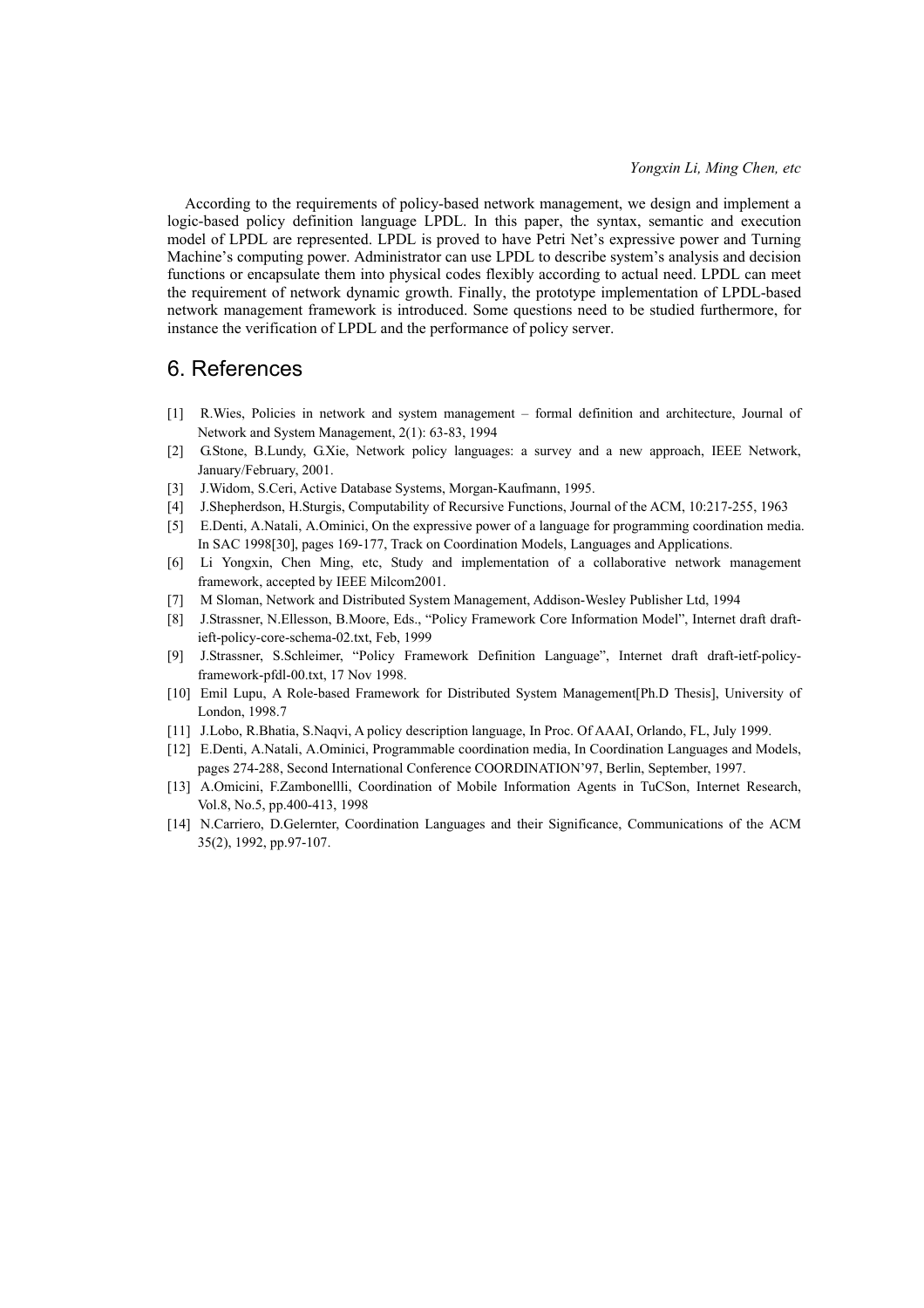According to the requirements of policy-based network management, we design and implement a logic-based policy definition language LPDL. In this paper, the syntax, semantic and execution model of LPDL are represented. LPDL is proved to have Petri Net's expressive power and Turning Machine's computing power. Administrator can use LPDL to describe system's analysis and decision functions or encapsulate them into physical codes flexibly according to actual need. LPDL can meet the requirement of network dynamic growth. Finally, the prototype implementation of LPDL-based network management framework is introduced. Some questions need to be studied furthermore, for instance the verification of LPDL and the performance of policy server.

## 6. References

[1] R.Wies, Policies in network and system management – formal definition and architecture, Journal of Network and System Management, 2(1): 63-83, 1994

[2] G.Stone, B.Lundy, G.Xie, Network policy languages: a survey and a new approach, IEEE Network, January/February, 2001.

[3] J.Widom, S.Ceri, Active Database Systems, Morgan-Kaufmann, 1995.

[4] J.Shepherdson, H.Sturgis, Computability of Recursive Functions, Journal of the ACM, 10:217-255, 1963

[5] E.Denti, A.Natali, A.Ominici, On the expressive power of a language for programming coordination media. In SAC 1998[30], pages 169-177, Track on Coordination Models, Languages and Applications.

[6] Li Yongxin, Chen Ming, etc, Study and implementation of a collaborative network management framework, accepted by IEEE Milcom2001.

[7] M Sloman, Network and Distributed System Management, Addison-Wesley Publisher Ltd, 1994

[8] J.Strassner, N.Ellesson, B.Moore, Eds., "Policy Framework Core Information Model", Internet draft draft-ieft-policy-core-schema-02.txt, Feb, 1999

[9] J.Strassner, S.Schleimer, "Policy Framework Definition Language", Internet draft draft-ietf-policy-framework-pfdl-00.txt, 17 Nov 1998.

[10] Emil Lupu, A Role-based Framework for Distributed System Management[Ph.D Thesis], University of London, 1998.7

[11] J.Lobo, R.Bhatia, S.Naqvi, A policy description language, In Proc. Of AAAI, Orlando, FL, July 1999.

[12] E.Denti, A.Natali, A.Ominici, Programmable coordination media, In Coordination Languages and Models, pages 274-288, Second International Conference COORDINATION'97, Berlin, September, 1997.

[13] A.Omicini, F.Zambonellli, Coordination of Mobile Information Agents in TuCSon, Internet Research, Vol.8, No.5, pp.400-413, 1998

[14] N.Carriero, D.Gelernter, Coordination Languages and their Significance, Communications of the ACM 35(2), 1992, pp.97-107.